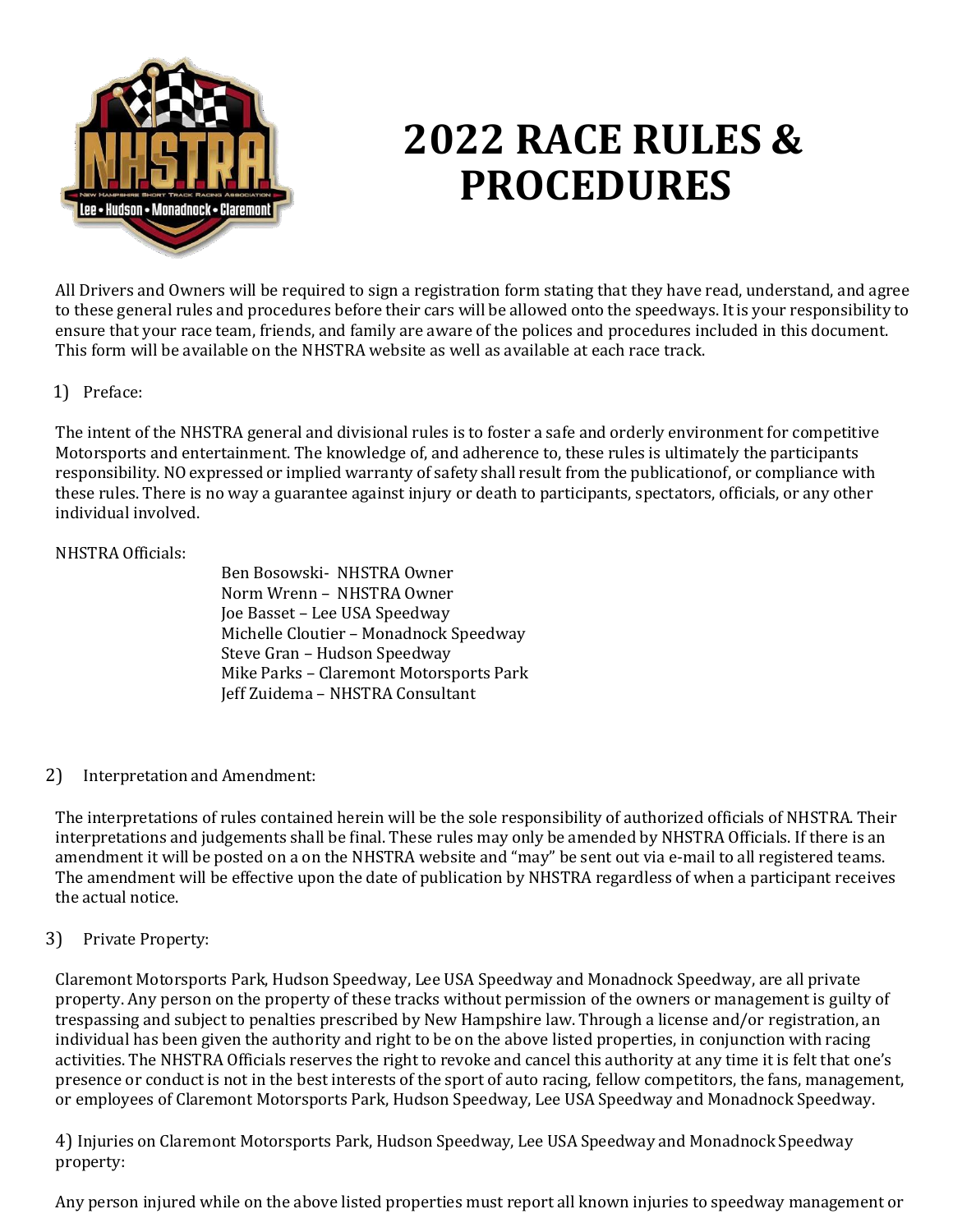# 2022 RACE RULES & PROCEDURES

All Drivers and Owners will be required to sign a registration form stating that they have read, understand, and agree to these general rules and procedures before their cars will be allowed onto the speedways. It is your responsibility to ensure that your race team, friends, and family are aware of the polices and procedures included in this document. This form will be available on the NHSTRA website as well as available at each race track.

1) Preface:

The intent of the NHSTRA general and divisional rules is to foster a safe and orderly environment for competitive Motorsports and entertainment. The knowledge of, and adherence to, these rules is ultimately the participants responsibility. NO expressed or implied warranty of safety shall result from the publicationof, or compliance with these rules. There is no way a guarantee against injury or death to participants, spectators, officials, or any other individual involved.

NHSTRA Officials:

- Ben Bosowski- NHSTRA Owner
- Norm Wrenn – NHSTRA Owner
- Joe Basset – Lee USA Speedway
- Michelle Cloutier – Monadnock Speedway
- Steve Gran – Hudson Speedway
- Mike Parks – Claremont Motorsports Park
- Jeff Zuidema – NHSTRA Consultant

2) Interpretation and Amendment:

The interpretations of rules contained herein will be the sole responsibility of authorized officials of NHSTRA. Their interpretations and judgements shall be final. These rules may only be amended by NHSTRA Officials. If there is an amendment it will be posted on a on the NHSTRA website and "may" be sent out via e-mail to all registered teams. The amendment will be effective upon the date of publication by NHSTRA regardless of when a participant receives the actual notice.

3) Private Property:

Claremont Motorsports Park, Hudson Speedway, Lee USA Speedway and Monadnock Speedway, are all private property. Any person on the property of these tracks without permission of the owners or management is guilty of trespassing and subject to penalties prescribed by New Hampshire law. Through a license and/or registration, an individual has been given the authority and right to be on the above listed properties, in conjunction with racing activities. The NHSTRA Officials reserves the right to revoke and cancel this authority at any time it is felt that one's presence or conduct is not in the best interests of the sport of auto racing, fellow competitors, the fans, management, or employees of Claremont Motorsports Park, Hudson Speedway, Lee USA Speedway and Monadnock Speedway.

4) Injuries on Claremont Motorsports Park, Hudson Speedway, Lee USA Speedway and Monadnock Speedway property:

Any person injured while on the above listed properties must report all known injuries to speedway management or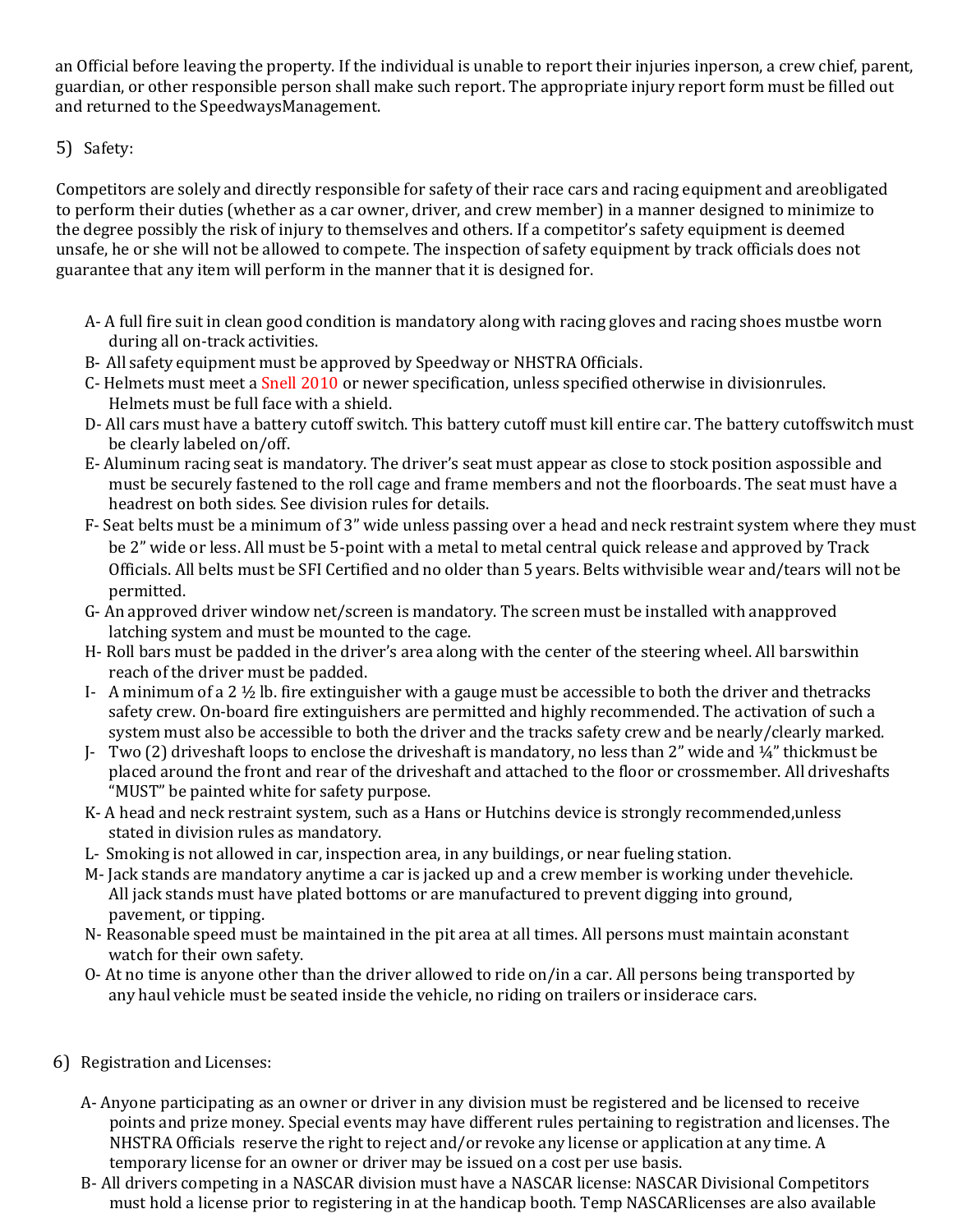an Official before leaving the property. If the individual is unable to report their injuries inperson, a crew chief, parent, guardian, or other responsible person shall make such report. The appropriate injury report form must be filled out and returned to the SpeedwaysManagement.

5) Safety:

Competitors are solely and directly responsible for safety of their race cars and racing equipment and areobligated to perform their duties (whether as a car owner, driver, and crew member) in a manner designed to minimize to the degree possibly the risk of injury to themselves and others. If a competitor's safety equipment is deemed unsafe, he or she will not be allowed to compete. The inspection of safety equipment by track officials does not guarantee that any item will perform in the manner that it is designed for.

- A- A full fire suit in clean good condition is mandatory along with racing gloves and racing shoes mustbe worn during all on-track activities.
- B- All safety equipment must be approved by Speedway or NHSTRA Officials.
- C- Helmets must meet a Snell 2010 or newer specification, unless specified otherwise in divisionrules. Helmets must be full face with a shield.
- D- All cars must have a battery cutoff switch. This battery cutoff must kill entire car. The battery cutoffswitch must be clearly labeled on/off.
- E- Aluminum racing seat is mandatory. The driver's seat must appear as close to stock position aspossible and must be securely fastened to the roll cage and frame members and not the floorboards. The seat must have a headrest on both sides. See division rules for details.
- F- Seat belts must be a minimum of 3" wide unless passing over a head and neck restraint system where they must be 2" wide or less. All must be 5-point with a metal to metal central quick release and approved by Track Officials. All belts must be SFI Certified and no older than 5 years. Belts withvisible wear and/tears will not be permitted.
- G- An approved driver window net/screen is mandatory. The screen must be installed with anapproved latching system and must be mounted to the cage.
- H- Roll bars must be padded in the driver's area along with the center of the steering wheel. All barswithin reach of the driver must be padded.
- I- A minimum of a 2 ½ lb. fire extinguisher with a gauge must be accessible to both the driver and thetracks safety crew. On-board fire extinguishers are permitted and highly recommended. The activation of such a system must also be accessible to both the driver and the tracks safety crew and be nearly/clearly marked.
- J- Two (2) driveshaft loops to enclose the driveshaft is mandatory, no less than 2" wide and ¼" thickmust be placed around the front and rear of the driveshaft and attached to the floor or crossmember. All driveshafts "MUST" be painted white for safety purpose.
- K- A head and neck restraint system, such as a Hans or Hutchins device is strongly recommended,unless stated in division rules as mandatory.
- L- Smoking is not allowed in car, inspection area, in any buildings, or near fueling station.
- M- Jack stands are mandatory anytime a car is jacked up and a crew member is working under thevehicle. All jack stands must have plated bottoms or are manufactured to prevent digging into ground, pavement, or tipping.
- N- Reasonable speed must be maintained in the pit area at all times. All persons must maintain aconstant watch for their own safety.
- O- At no time is anyone other than the driver allowed to ride on/in a car. All persons being transported by any haul vehicle must be seated inside the vehicle, no riding on trailers or insiderace cars.

6) Registration and Licenses:

- A- Anyone participating as an owner or driver in any division must be registered and be licensed to receive points and prize money. Special events may have different rules pertaining to registration and licenses. The NHSTRA Officials reserve the right to reject and/or revoke any license or application at any time. A temporary license for an owner or driver may be issued on a cost per use basis.
- B- All drivers competing in a NASCAR division must have a NASCAR license: NASCAR Divisional Competitors must hold a license prior to registering in at the handicap booth. Temp NASCARlicenses are also available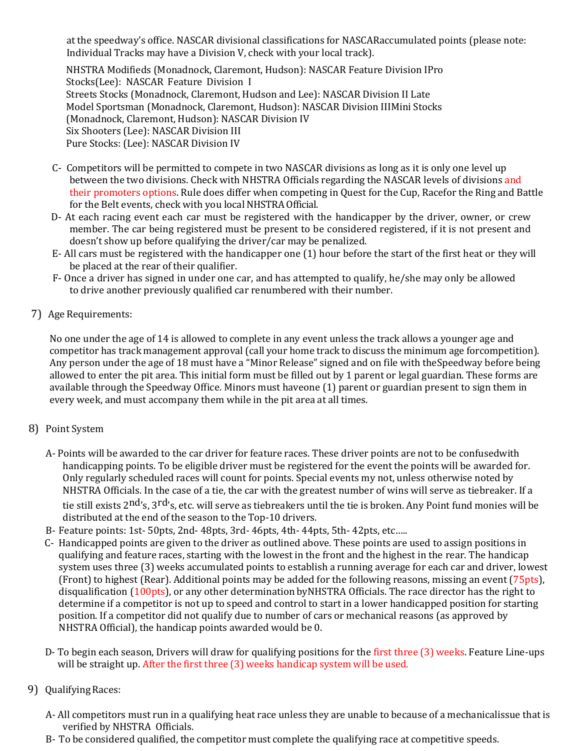at the speedway's office. NASCAR divisional classifications for NASCARaccumulated points (please note: Individual Tracks may have a Division V, check with your local track).

NHSTRA Modifieds (Monadnock, Claremont, Hudson): NASCAR Feature Division IPro Stocks(Lee): NASCAR Feature Division I
Streets Stocks (Monadnock, Claremont, Hudson and Lee): NASCAR Division II Late Model Sportsman (Monadnock, Claremont, Hudson): NASCAR Division IIIMini Stocks (Monadnock, Claremont, Hudson): NASCAR Division IV
Six Shooters (Lee): NASCAR Division III
Pure Stocks: (Lee): NASCAR Division IV

C- Competitors will be permitted to compete in two NASCAR divisions as long as it is only one level up between the two divisions. Check with NHSTRA Officials regarding the NASCAR levels of divisions and their promoters options. Rule does differ when competing in Quest for the Cup, Racefor the Ring and Battle for the Belt events, check with you local NHSTRA Official.

D- At each racing event each car must be registered with the handicapper by the driver, owner, or crew member. The car being registered must be present to be considered registered, if it is not present and doesn't show up before qualifying the driver/car may be penalized.

E- All cars must be registered with the handicapper one (1) hour before the start of the first heat or they will be placed at the rear of their qualifier.

F- Once a driver has signed in under one car, and has attempted to qualify, he/she may only be allowed to drive another previously qualified car renumbered with their number.

7) Age Requirements:

No one under the age of 14 is allowed to complete in any event unless the track allows a younger age and competitor has track management approval (call your home track to discuss the minimum age forcompetition). Any person under the age of 18 must have a "Minor Release" signed and on file with theSpeedway before being allowed to enter the pit area. This initial form must be filled out by 1 parent or legal guardian. These forms are available through the Speedway Office. Minors must haveone (1) parent or guardian present to sign them in every week, and must accompany them while in the pit area at all times.

8) Point System

A- Points will be awarded to the car driver for feature races. These driver points are not to be confusedwith handicapping points. To be eligible driver must be registered for the event the points will be awarded for. Only regularly scheduled races will count for points. Special events my not, unless otherwise noted by NHSTRA Officials. In the case of a tie, the car with the greatest number of wins will serve as tiebreaker. If a tie still exists 2nd's, 3rd's, etc. will serve as tiebreakers until the tie is broken. Any Point fund monies will be distributed at the end of the season to the Top-10 drivers.

B- Feature points: 1st- 50pts, 2nd- 48pts, 3rd- 46pts, 4th- 44pts, 5th- 42pts, etc.....

C- Handicapped points are given to the driver as outlined above. These points are used to assign positions in qualifying and feature races, starting with the lowest in the front and the highest in the rear. The handicap system uses three (3) weeks accumulated points to establish a running average for each car and driver, lowest (Front) to highest (Rear). Additional points may be added for the following reasons, missing an event (75pts), disqualification (100pts), or any other determination byNHSTRA Officials. The race director has the right to determine if a competitor is not up to speed and control to start in a lower handicapped position for starting position. If a competitor did not qualify due to number of cars or mechanical reasons (as approved by NHSTRA Official), the handicap points awarded would be 0.

D- To begin each season, Drivers will draw for qualifying positions for the first three (3) weeks. Feature Line-ups will be straight up. After the first three (3) weeks handicap system will be used.

9) Qualifying Races:

A- All competitors must run in a qualifying heat race unless they are unable to because of a mechanicalissue that is verified by NHSTRA Officials.

B- To be considered qualified, the competitor must complete the qualifying race at competitive speeds.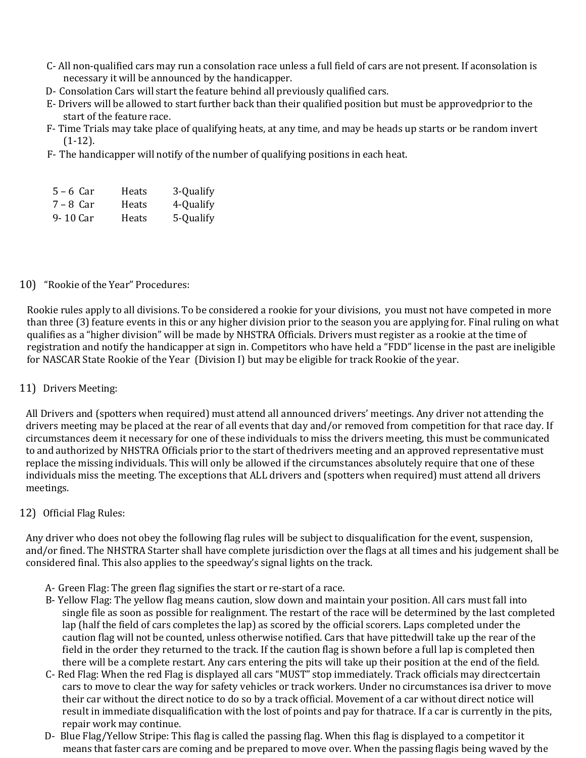C- All non-qualified cars may run a consolation race unless a full field of cars are not present. If aconsolation is necessary it will be announced by the handicapper.

D- Consolation Cars will start the feature behind all previously qualified cars.

E- Drivers will be allowed to start further back than their qualified position but must be approvedprior to the start of the feature race.

F- Time Trials may take place of qualifying heats, at any time, and may be heads up starts or be random invert (1-12).

F- The handicapper will notify of the number of qualifying positions in each heat.

| | | |
|---|---|---|
| 5 – 6 Car | Heats | 3-Qualify |
| 7 – 8 Car | Heats | 4-Qualify |
| 9- 10 Car | Heats | 5-Qualify |

10) "Rookie of the Year" Procedures:

Rookie rules apply to all divisions. To be considered a rookie for your divisions, you must not have competed in more than three (3) feature events in this or any higher division prior to the season you are applying for. Final ruling on what qualifies as a "higher division" will be made by NHSTRA Officials. Drivers must register as a rookie at the time of registration and notify the handicapper at sign in. Competitors who have held a "FDD" license in the past are ineligible for NASCAR State Rookie of the Year (Division I) but may be eligible for track Rookie of the year.

11) Drivers Meeting:

All Drivers and (spotters when required) must attend all announced drivers' meetings. Any driver not attending the drivers meeting may be placed at the rear of all events that day and/or removed from competition for that race day. If circumstances deem it necessary for one of these individuals to miss the drivers meeting, this must be communicated to and authorized by NHSTRA Officials prior to the start of thedrivers meeting and an approved representative must replace the missing individuals. This will only be allowed if the circumstances absolutely require that one of these individuals miss the meeting. The exceptions that ALL drivers and (spotters when required) must attend all drivers meetings.

12) Official Flag Rules:

Any driver who does not obey the following flag rules will be subject to disqualification for the event, suspension, and/or fined. The NHSTRA Starter shall have complete jurisdiction over the flags at all times and his judgement shall be considered final. This also applies to the speedway's signal lights on the track.

A- Green Flag: The green flag signifies the start or re-start of a race.

B- Yellow Flag: The yellow flag means caution, slow down and maintain your position. All cars must fall into single file as soon as possible for realignment. The restart of the race will be determined by the last completed lap (half the field of cars completes the lap) as scored by the official scorers. Laps completed under the caution flag will not be counted, unless otherwise notified. Cars that have pittedwill take up the rear of the field in the order they returned to the track. If the caution flag is shown before a full lap is completed then there will be a complete restart. Any cars entering the pits will take up their position at the end of the field.

C- Red Flag: When the red Flag is displayed all cars "MUST" stop immediately. Track officials may directcertain cars to move to clear the way for safety vehicles or track workers. Under no circumstances isa driver to move their car without the direct notice to do so by a track official. Movement of a car without direct notice will result in immediate disqualification with the lost of points and pay for thatrace. If a car is currently in the pits, repair work may continue.

D- Blue Flag/Yellow Stripe: This flag is called the passing flag. When this flag is displayed to a competitor it means that faster cars are coming and be prepared to move over. When the passing flagis being waved by the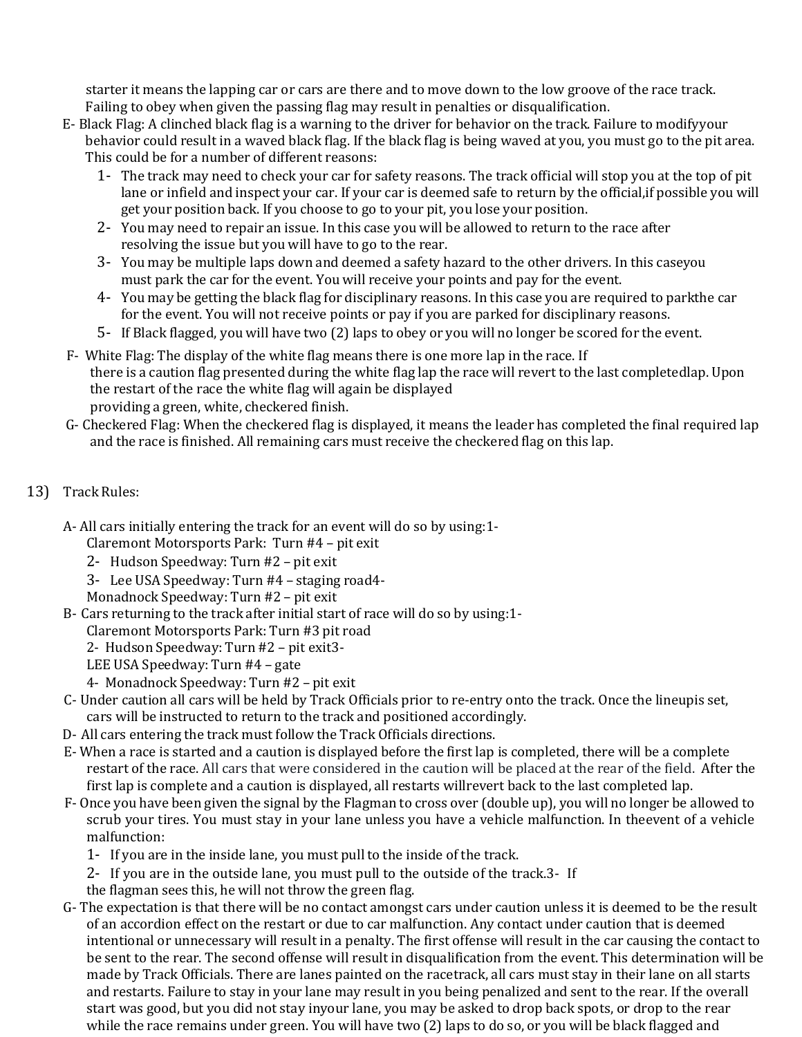starter it means the lapping car or cars are there and to move down to the low groove of the race track. Failing to obey when given the passing flag may result in penalties or disqualification.

E- Black Flag: A clinched black flag is a warning to the driver for behavior on the track. Failure to modifyyour behavior could result in a waved black flag. If the black flag is being waved at you, you must go to the pit area. This could be for a number of different reasons:

1- The track may need to check your car for safety reasons. The track official will stop you at the top of pit lane or infield and inspect your car. If your car is deemed safe to return by the official,if possible you will get your position back. If you choose to go to your pit, you lose your position.
2- You may need to repair an issue. In this case you will be allowed to return to the race after resolving the issue but you will have to go to the rear.
3- You may be multiple laps down and deemed a safety hazard to the other drivers. In this caseyou must park the car for the event. You will receive your points and pay for the event.
4- You may be getting the black flag for disciplinary reasons. In this case you are required to parkthe car for the event. You will not receive points or pay if you are parked for disciplinary reasons.
5- If Black flagged, you will have two (2) laps to obey or you will no longer be scored for the event.

F- White Flag: The display of the white flag means there is one more lap in the race. If there is a caution flag presented during the white flag lap the race will revert to the last completedlap. Upon the restart of the race the white flag will again be displayed providing a green, white, checkered finish.

G- Checkered Flag: When the checkered flag is displayed, it means the leader has completed the final required lap and the race is finished. All remaining cars must receive the checkered flag on this lap.

13) Track Rules:

A- All cars initially entering the track for an event will do so by using:

1- Claremont Motorsports Park: Turn #4 – pit exit
2- Hudson Speedway: Turn #2 – pit exit
3- Lee USA Speedway: Turn #4 – staging road
4- Monadnock Speedway: Turn #2 – pit exit

B- Cars returning to the track after initial start of race will do so by using:

1- Claremont Motorsports Park: Turn #3 pit road
2- Hudson Speedway: Turn #2 – pit exit
3- LEE USA Speedway: Turn #4 – gate
4- Monadnock Speedway: Turn #2 – pit exit

C- Under caution all cars will be held by Track Officials prior to re-entry onto the track. Once the lineupis set, cars will be instructed to return to the track and positioned accordingly.

D- All cars entering the track must follow the Track Officials directions.

E- When a race is started and a caution is displayed before the first lap is completed, there will be a complete restart of the race. All cars that were considered in the caution will be placed at the rear of the field. After the first lap is complete and a caution is displayed, all restarts willrevert back to the last completed lap.

F- Once you have been given the signal by the Flagman to cross over (double up), you will no longer be allowed to scrub your tires. You must stay in your lane unless you have a vehicle malfunction. In theevent of a vehicle malfunction:

1- If you are in the inside lane, you must pull to the inside of the track.
2- If you are in the outside lane, you must pull to the outside of the track.
3- If the flagman sees this, he will not throw the green flag.

G- The expectation is that there will be no contact amongst cars under caution unless it is deemed to be the result of an accordion effect on the restart or due to car malfunction. Any contact under caution that is deemed intentional or unnecessary will result in a penalty. The first offense will result in the car causing the contact to be sent to the rear. The second offense will result in disqualification from the event. This determination will be made by Track Officials. There are lanes painted on the racetrack, all cars must stay in their lane on all starts and restarts. Failure to stay in your lane may result in you being penalized and sent to the rear. If the overall start was good, but you did not stay inyour lane, you may be asked to drop back spots, or drop to the rear while the race remains under green. You will have two (2) laps to do so, or you will be black flagged and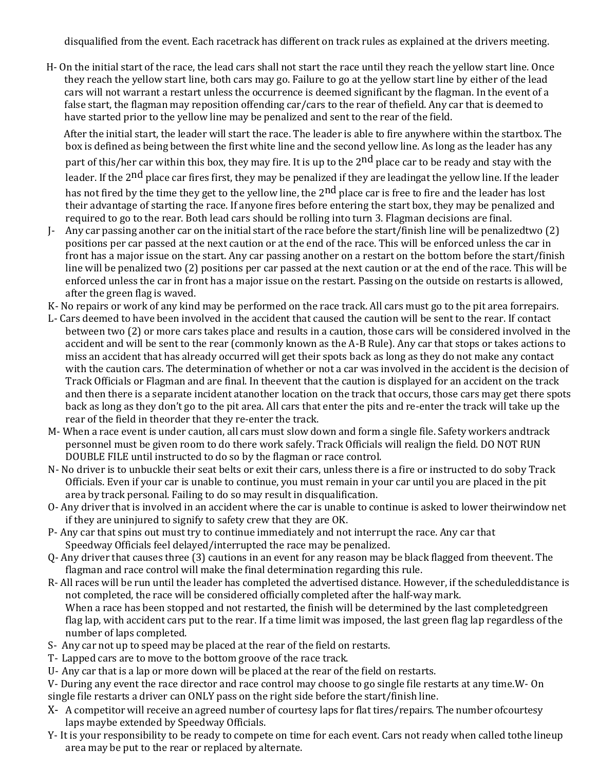disqualified from the event. Each racetrack has different on track rules as explained at the drivers meeting.

H- On the initial start of the race, the lead cars shall not start the race until they reach the yellow start line. Once they reach the yellow start line, both cars may go. Failure to go at the yellow start line by either of the lead cars will not warrant a restart unless the occurrence is deemed significant by the flagman. In the event of a false start, the flagman may reposition offending car/cars to the rear of thefield. Any car that is deemed to have started prior to the yellow line may be penalized and sent to the rear of the field.

After the initial start, the leader will start the race. The leader is able to fire anywhere within the startbox. The box is defined as being between the first white line and the second yellow line. As long as the leader has any part of this/her car within this box, they may fire. It is up to the 2nd place car to be ready and stay with the leader. If the 2nd place car fires first, they may be penalized if they are leadingat the yellow line. If the leader has not fired by the time they get to the yellow line, the 2nd place car is free to fire and the leader has lost their advantage of starting the race. If anyone fires before entering the start box, they may be penalized and required to go to the rear. Both lead cars should be rolling into turn 3. Flagman decisions are final.

J- Any car passing another car on the initial start of the race before the start/finish line will be penalizedtwo (2) positions per car passed at the next caution or at the end of the race. This will be enforced unless the car in front has a major issue on the start. Any car passing another on a restart on the bottom before the start/finish line will be penalized two (2) positions per car passed at the next caution or at the end of the race. This will be enforced unless the car in front has a major issue on the restart. Passing on the outside on restarts is allowed, after the green flag is waved.

K- No repairs or work of any kind may be performed on the race track. All cars must go to the pit area forrepairs.

L- Cars deemed to have been involved in the accident that caused the caution will be sent to the rear. If contact between two (2) or more cars takes place and results in a caution, those cars will be considered involved in the accident and will be sent to the rear (commonly known as the A-B Rule). Any car that stops or takes actions to miss an accident that has already occurred will get their spots back as long as they do not make any contact with the caution cars. The determination of whether or not a car was involved in the accident is the decision of Track Officials or Flagman and are final. In theevent that the caution is displayed for an accident on the track and then there is a separate incident atanother location on the track that occurs, those cars may get there spots back as long as they don't go to the pit area. All cars that enter the pits and re-enter the track will take up the rear of the field in theorder that they re-enter the track.

M- When a race event is under caution, all cars must slow down and form a single file. Safety workers andtrack personnel must be given room to do there work safely. Track Officials will realign the field. DO NOT RUN DOUBLE FILE until instructed to do so by the flagman or race control.

N- No driver is to unbuckle their seat belts or exit their cars, unless there is a fire or instructed to do soby Track Officials. Even if your car is unable to continue, you must remain in your car until you are placed in the pit area by track personal. Failing to do so may result in disqualification.

O- Any driver that is involved in an accident where the car is unable to continue is asked to lower theirwindow net if they are uninjured to signify to safety crew that they are OK.

P- Any car that spins out must try to continue immediately and not interrupt the race. Any car that Speedway Officials feel delayed/interrupted the race may be penalized.

Q- Any driver that causes three (3) cautions in an event for any reason may be black flagged from theevent. The flagman and race control will make the final determination regarding this rule.

R- All races will be run until the leader has completed the advertised distance. However, if the scheduleddistance is not completed, the race will be considered officially completed after the half-way mark.
When a race has been stopped and not restarted, the finish will be determined by the last completedgreen flag lap, with accident cars put to the rear. If a time limit was imposed, the last green flag lap regardless of the number of laps completed.

S- Any car not up to speed may be placed at the rear of the field on restarts.

T- Lapped cars are to move to the bottom groove of the race track.

U- Any car that is a lap or more down will be placed at the rear of the field on restarts.

V- During any event the race director and race control may choose to go single file restarts at any time.W- On single file restarts a driver can ONLY pass on the right side before the start/finish line.

X- A competitor will receive an agreed number of courtesy laps for flat tires/repairs. The number ofcourtesy laps maybe extended by Speedway Officials.

Y- It is your responsibility to be ready to compete on time for each event. Cars not ready when called tothe lineup area may be put to the rear or replaced by alternate.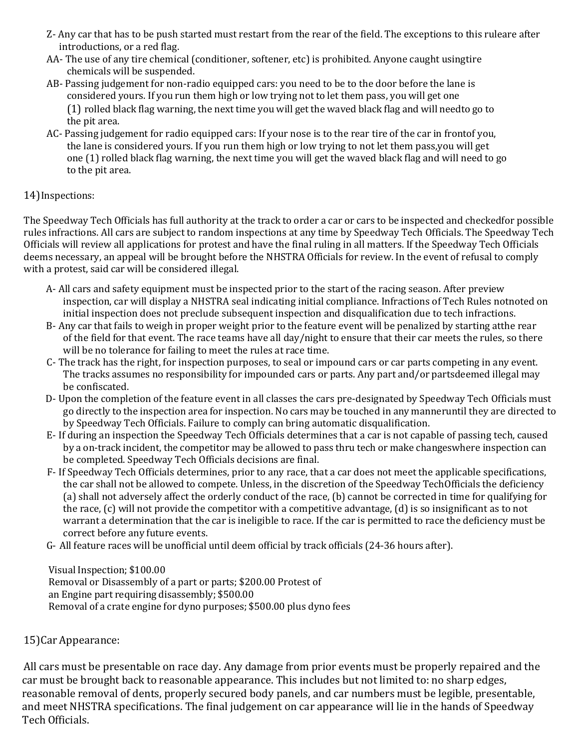Z- Any car that has to be push started must restart from the rear of the field. The exceptions to this ruleare after introductions, or a red flag.

AA- The use of any tire chemical (conditioner, softener, etc) is prohibited. Anyone caught usingtire chemicals will be suspended.

AB- Passing judgement for non-radio equipped cars: you need to be to the door before the lane is considered yours. If you run them high or low trying not to let them pass, you will get one (1) rolled black flag warning, the next time you will get the waved black flag and will needto go to the pit area.

AC- Passing judgement for radio equipped cars: If your nose is to the rear tire of the car in frontof you, the lane is considered yours. If you run them high or low trying to not let them pass,you will get one (1) rolled black flag warning, the next time you will get the waved black flag and will need to go to the pit area.

14) Inspections:

The Speedway Tech Officials has full authority at the track to order a car or cars to be inspected and checkedfor possible rules infractions. All cars are subject to random inspections at any time by Speedway Tech Officials. The Speedway Tech Officials will review all applications for protest and have the final ruling in all matters. If the Speedway Tech Officials deems necessary, an appeal will be brought before the NHSTRA Officials for review. In the event of refusal to comply with a protest, said car will be considered illegal.

A- All cars and safety equipment must be inspected prior to the start of the racing season. After preview inspection, car will display a NHSTRA seal indicating initial compliance. Infractions of Tech Rules notnoted on initial inspection does not preclude subsequent inspection and disqualification due to tech infractions.

B- Any car that fails to weigh in proper weight prior to the feature event will be penalized by starting atthe rear of the field for that event. The race teams have all day/night to ensure that their car meets the rules, so there will be no tolerance for failing to meet the rules at race time.

C- The track has the right, for inspection purposes, to seal or impound cars or car parts competing in any event. The tracks assumes no responsibility for impounded cars or parts. Any part and/or partsdeemed illegal may be confiscated.

D- Upon the completion of the feature event in all classes the cars pre-designated by Speedway Tech Officials must go directly to the inspection area for inspection. No cars may be touched in any manneruntil they are directed to by Speedway Tech Officials. Failure to comply can bring automatic disqualification.

E- If during an inspection the Speedway Tech Officials determines that a car is not capable of passing tech, caused by a on-track incident, the competitor may be allowed to pass thru tech or make changeswhere inspection can be completed. Speedway Tech Officials decisions are final.

F- If Speedway Tech Officials determines, prior to any race, that a car does not meet the applicable specifications, the car shall not be allowed to compete. Unless, in the discretion of the Speedway TechOfficials the deficiency (a) shall not adversely affect the orderly conduct of the race, (b) cannot be corrected in time for qualifying for the race, (c) will not provide the competitor with a competitive advantage, (d) is so insignificant as to not warrant a determination that the car is ineligible to race. If the car is permitted to race the deficiency must be correct before any future events.

G- All feature races will be unofficial until deem official by track officials (24-36 hours after).

Visual Inspection; $100.00
Removal or Disassembly of a part or parts; $200.00 Protest of an Engine part requiring disassembly; $500.00
Removal of a crate engine for dyno purposes; $500.00 plus dyno fees

15) Car Appearance:

All cars must be presentable on race day. Any damage from prior events must be properly repaired and the car must be brought back to reasonable appearance. This includes but not limited to: no sharp edges, reasonable removal of dents, properly secured body panels, and car numbers must be legible, presentable, and meet NHSTRA specifications. The final judgement on car appearance will lie in the hands of Speedway Tech Officials.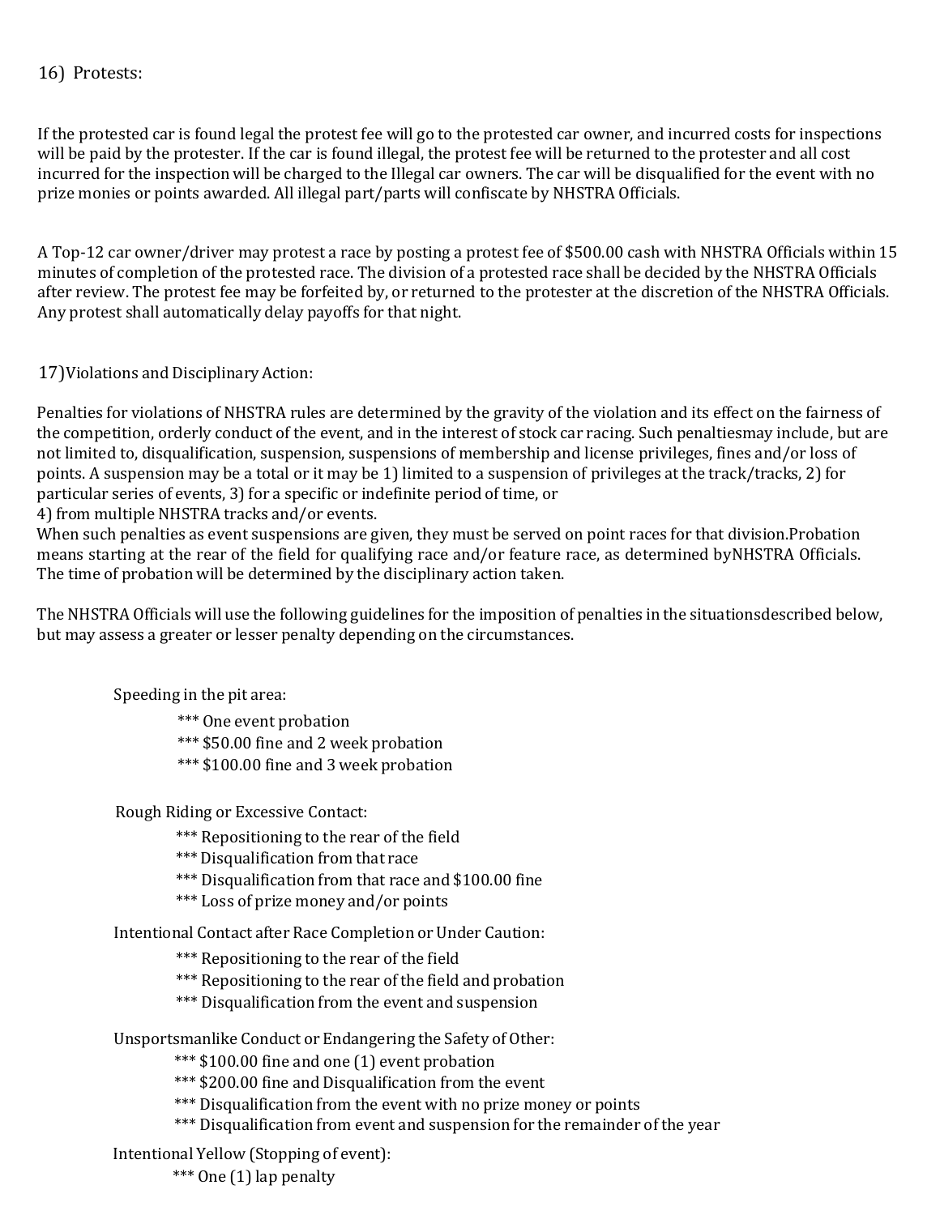## 16) Protests:

If the protested car is found legal the protest fee will go to the protested car owner, and incurred costs for inspections will be paid by the protester. If the car is found illegal, the protest fee will be returned to the protester and all cost incurred for the inspection will be charged to the Illegal car owners. The car will be disqualified for the event with no prize monies or points awarded. All illegal part/parts will confiscate by NHSTRA Officials.

A Top-12 car owner/driver may protest a race by posting a protest fee of $500.00 cash with NHSTRA Officials within 15 minutes of completion of the protested race. The division of a protested race shall be decided by the NHSTRA Officials after review. The protest fee may be forfeited by, or returned to the protester at the discretion of the NHSTRA Officials. Any protest shall automatically delay payoffs for that night.

## 17) Violations and Disciplinary Action:

Penalties for violations of NHSTRA rules are determined by the gravity of the violation and its effect on the fairness of the competition, orderly conduct of the event, and in the interest of stock car racing. Such penaltiesmay include, but are not limited to, disqualification, suspension, suspensions of membership and license privileges, fines and/or loss of points. A suspension may be a total or it may be 1) limited to a suspension of privileges at the track/tracks, 2) for particular series of events, 3) for a specific or indefinite period of time, or
4) from multiple NHSTRA tracks and/or events.
When such penalties as event suspensions are given, they must be served on point races for that division.Probation means starting at the rear of the field for qualifying race and/or feature race, as determined byNHSTRA Officials. The time of probation will be determined by the disciplinary action taken.

The NHSTRA Officials will use the following guidelines for the imposition of penalties in the situationsdescribed below, but may assess a greater or lesser penalty depending on the circumstances.

Speeding in the pit area:

- *** One event probation
- *** $50.00 fine and 2 week probation
- *** $100.00 fine and 3 week probation

Rough Riding or Excessive Contact:

- *** Repositioning to the rear of the field
- *** Disqualification from that race
- *** Disqualification from that race and $100.00 fine
- *** Loss of prize money and/or points

Intentional Contact after Race Completion or Under Caution:

- *** Repositioning to the rear of the field
- *** Repositioning to the rear of the field and probation
- *** Disqualification from the event and suspension

Unsportsmanlike Conduct or Endangering the Safety of Other:

- *** $100.00 fine and one (1) event probation
- *** $200.00 fine and Disqualification from the event
- *** Disqualification from the event with no prize money or points
- *** Disqualification from event and suspension for the remainder of the year

Intentional Yellow (Stopping of event):

- *** One (1) lap penalty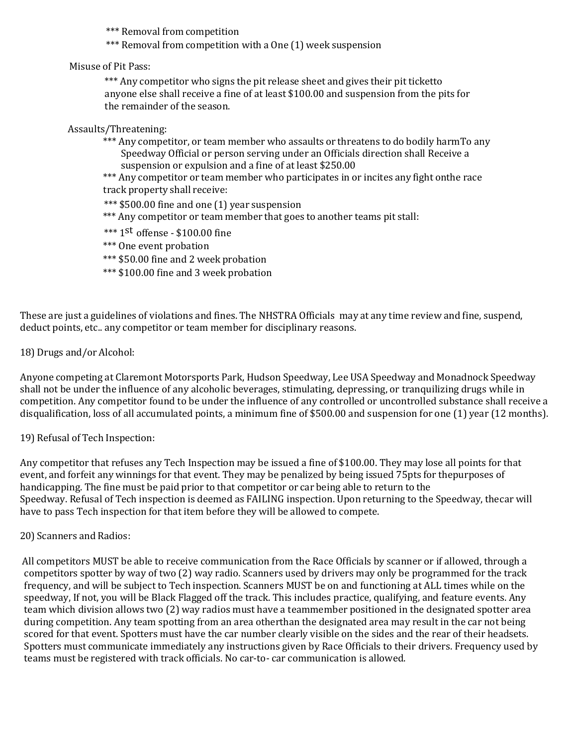*** Removal from competition

*** Removal from competition with a One (1) week suspension

Misuse of Pit Pass:

*** Any competitor who signs the pit release sheet and gives their pit ticketto anyone else shall receive a fine of at least $100.00 and suspension from the pits for the remainder of the season.

Assaults/Threatening:

*** Any competitor, or team member who assaults or threatens to do bodily harmTo any Speedway Official or person serving under an Officials direction shall Receive a suspension or expulsion and a fine of at least $250.00

*** Any competitor or team member who participates in or incites any fight onthe race track property shall receive:

*** $500.00 fine and one (1) year suspension

*** Any competitor or team member that goes to another teams pit stall:

*** 1st offense - $100.00 fine

*** One event probation

*** $50.00 fine and 2 week probation

*** $100.00 fine and 3 week probation

These are just a guidelines of violations and fines. The NHSTRA Officials may at any time review and fine, suspend, deduct points, etc.. any competitor or team member for disciplinary reasons.

18) Drugs and/or Alcohol:

Anyone competing at Claremont Motorsports Park, Hudson Speedway, Lee USA Speedway and Monadnock Speedway shall not be under the influence of any alcoholic beverages, stimulating, depressing, or tranquilizing drugs while in competition. Any competitor found to be under the influence of any controlled or uncontrolled substance shall receive a disqualification, loss of all accumulated points, a minimum fine of $500.00 and suspension for one (1) year (12 months).

19) Refusal of Tech Inspection:

Any competitor that refuses any Tech Inspection may be issued a fine of $100.00. They may lose all points for that event, and forfeit any winnings for that event. They may be penalized by being issued 75pts for thepurposes of handicapping. The fine must be paid prior to that competitor or car being able to return to the Speedway. Refusal of Tech inspection is deemed as FAILING inspection. Upon returning to the Speedway, thecar will have to pass Tech inspection for that item before they will be allowed to compete.

20) Scanners and Radios:

All competitors MUST be able to receive communication from the Race Officials by scanner or if allowed, through a competitors spotter by way of two (2) way radio. Scanners used by drivers may only be programmed for the track frequency, and will be subject to Tech inspection. Scanners MUST be on and functioning at ALL times while on the speedway, If not, you will be Black Flagged off the track. This includes practice, qualifying, and feature events. Any team which division allows two (2) way radios must have a teammember positioned in the designated spotter area during competition. Any team spotting from an area otherthan the designated area may result in the car not being scored for that event. Spotters must have the car number clearly visible on the sides and the rear of their headsets. Spotters must communicate immediately any instructions given by Race Officials to their drivers. Frequency used by teams must be registered with track officials. No car-to- car communication is allowed.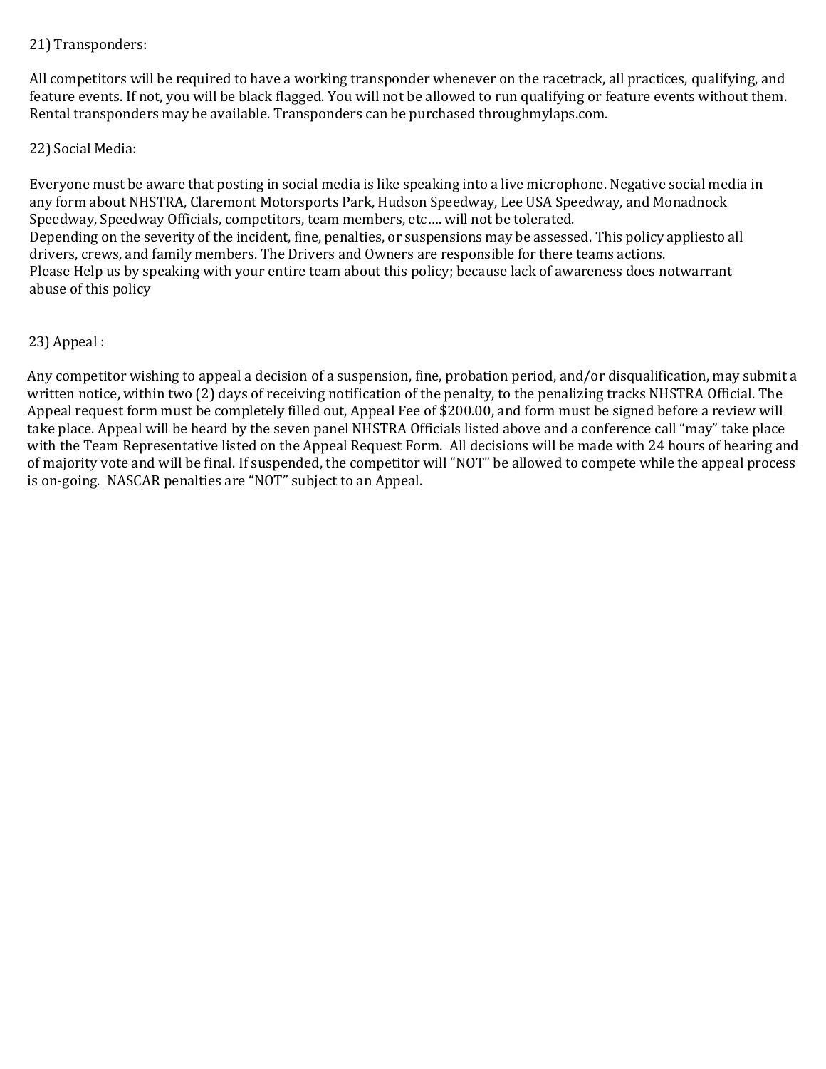21) Transponders:

All competitors will be required to have a working transponder whenever on the racetrack, all practices, qualifying, and feature events. If not, you will be black flagged. You will not be allowed to run qualifying or feature events without them. Rental transponders may be available. Transponders can be purchased throughmylaps.com.

22) Social Media:

Everyone must be aware that posting in social media is like speaking into a live microphone. Negative social media in any form about NHSTRA, Claremont Motorsports Park, Hudson Speedway, Lee USA Speedway, and Monadnock Speedway, Speedway Officials, competitors, team members, etc…. will not be tolerated.
Depending on the severity of the incident, fine, penalties, or suspensions may be assessed. This policy appliesto all drivers, crews, and family members. The Drivers and Owners are responsible for there teams actions.
Please Help us by speaking with your entire team about this policy; because lack of awareness does notwarrant abuse of this policy

23) Appeal :

Any competitor wishing to appeal a decision of a suspension, fine, probation period, and/or disqualification, may submit a written notice, within two (2) days of receiving notification of the penalty, to the penalizing tracks NHSTRA Official. The Appeal request form must be completely filled out, Appeal Fee of $200.00, and form must be signed before a review will take place. Appeal will be heard by the seven panel NHSTRA Officials listed above and a conference call "may" take place with the Team Representative listed on the Appeal Request Form. All decisions will be made with 24 hours of hearing and of majority vote and will be final. If suspended, the competitor will "NOT" be allowed to compete while the appeal process is on-going. NASCAR penalties are "NOT" subject to an Appeal.